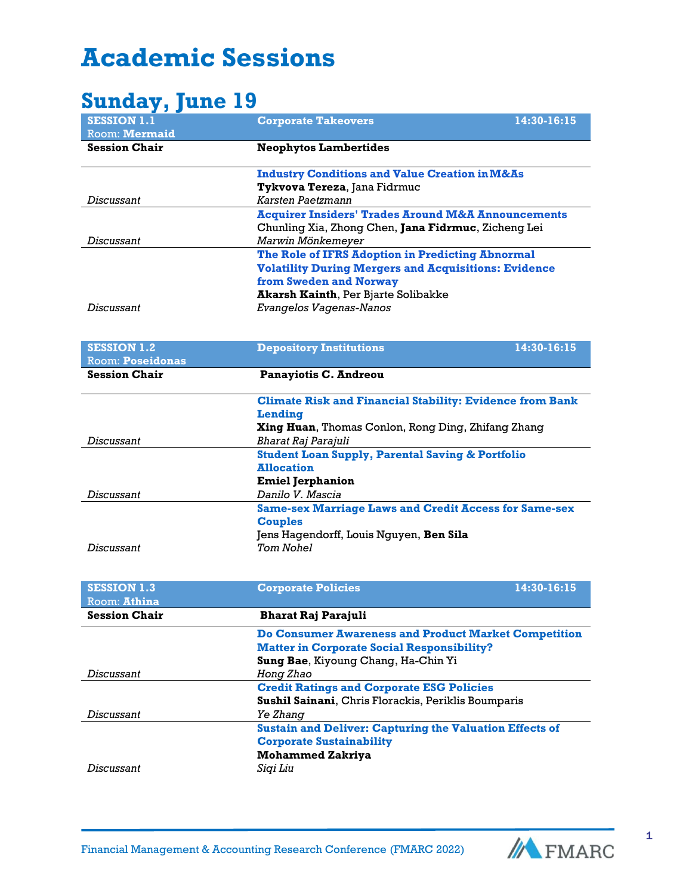# Academic Sessions

## Sunday, June 19

| SESSION 1.1<br>Room: **Mermaid** | **Corporate Takeovers** | **14:30-16:15** |
|---|---|---|
| **Session Chair** | **Neophytos Lambertides** | |
| | **Industry Conditions and Value Creation in M&As**<br>**Tykvova Tereza**, Jana Fidrmuc | |
| *Discussant* | *Karsten Paetzmann* | |
| | **Acquirer Insiders' Trades Around M&A Announcements**<br>Chunling Xia, Zhong Chen, **Jana Fidrmuc**, Zicheng Lei | |
| *Discussant* | *Marwin Mönkemeyer* | |
| | **The Role of IFRS Adoption in Predicting Abnormal Volatility During Mergers and Acquisitions: Evidence from Sweden and Norway**<br>**Akarsh Kainth**, Per Bjarte Solibakke | |
| *Discussant* | *Evangelos Vagenas-Nanos* | |

| SESSION 1.2<br>Room: **Poseidonas** | **Depository Institutions** | **14:30-16:15** |
|---|---|---|
| **Session Chair** | **Panayiotis C. Andreou** | |
| | **Climate Risk and Financial Stability: Evidence from Bank Lending**<br>**Xing Huan**, Thomas Conlon, Rong Ding, Zhifang Zhang | |
| *Discussant* | *Bharat Raj Parajuli* | |
| | **Student Loan Supply, Parental Saving & Portfolio Allocation**<br>**Emiel Jerphanion** | |
| *Discussant* | *Danilo V. Mascia* | |
| | **Same-sex Marriage Laws and Credit Access for Same-sex Couples**<br>Jens Hagendorff, Louis Nguyen, **Ben Sila** | |
| *Discussant* | *Tom Nohel* | |

| SESSION 1.3<br>Room: **Athina** | **Corporate Policies** | **14:30-16:15** |
|---|---|---|
| **Session Chair** | **Bharat Raj Parajuli** | |
| | **Do Consumer Awareness and Product Market Competition Matter in Corporate Social Responsibility?**<br>**Sung Bae**, Kiyoung Chang, Ha-Chin Yi | |
| *Discussant* | *Hong Zhao* | |
| | **Credit Ratings and Corporate ESG Policies**<br>**Sushil Sainani**, Chris Florackis, Periklis Boumparis | |
| *Discussant* | *Ye Zhang* | |
| | **Sustain and Deliver: Capturing the Valuation Effects of Corporate Sustainability**<br>**Mohammed Zakriya** | |
| *Discussant* | *Siqi Liu* | |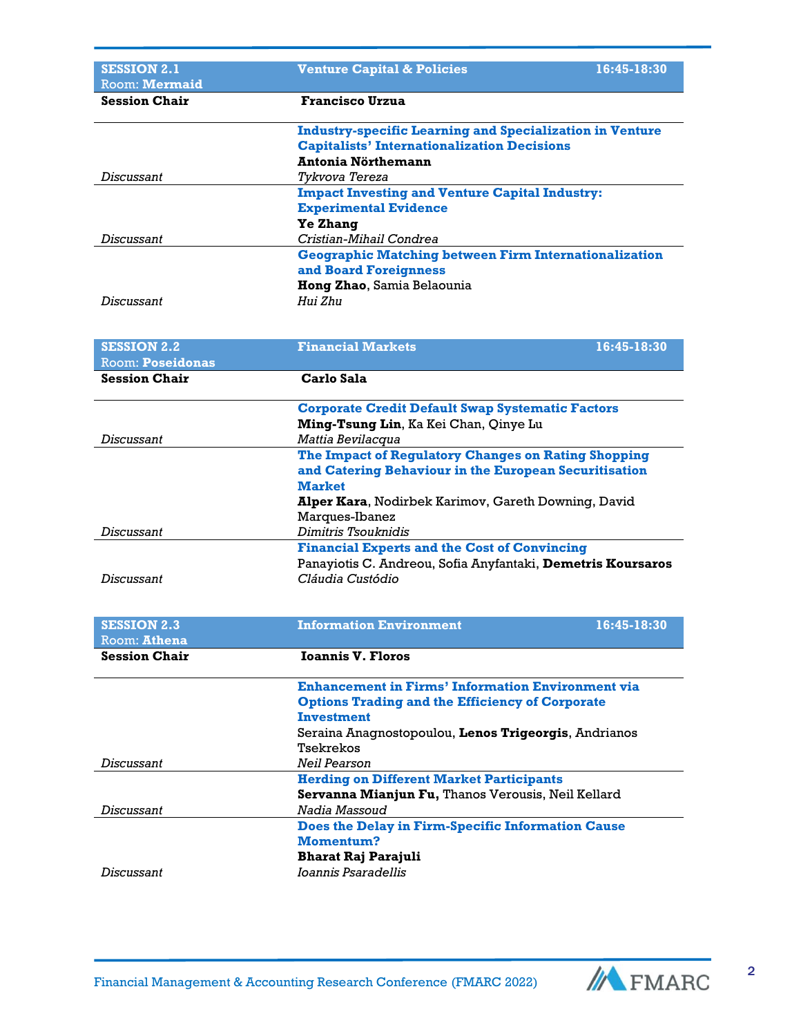| **SESSION 2.1**<br>Room: **Mermaid** | **Venture Capital & Policies** | **16:45-18:30** |
|---|---|---|
| **Session Chair** | **Francisco Urzua** | |
| | **Industry-specific Learning and Specialization in Venture Capitalists' Internationalization Decisions**<br>**Antonia Nörthemann** | |
| *Discussant* | *Tykvova Tereza* | |
| | **Impact Investing and Venture Capital Industry: Experimental Evidence**<br>**Ye Zhang** | |
| *Discussant* | *Cristian-Mihail Condrea* | |
| | **Geographic Matching between Firm Internationalization and Board Foreignness**<br>**Hong Zhao**, Samia Belaounia | |
| *Discussant* | *Hui Zhu* | |

| **SESSION 2.2**<br>Room: **Poseidonas** | **Financial Markets** | **16:45-18:30** |
|---|---|---|
| **Session Chair** | **Carlo Sala** | |
| | **Corporate Credit Default Swap Systematic Factors**<br>**Ming-Tsung Lin**, Ka Kei Chan, Qinye Lu | |
| *Discussant* | *Mattia Bevilacqua* | |
| | **The Impact of Regulatory Changes on Rating Shopping and Catering Behaviour in the European Securitisation Market**<br>**Alper Kara**, Nodirbek Karimov, Gareth Downing, David Marques-Ibanez | |
| *Discussant* | *Dimitris Tsouknidis* | |
| | **Financial Experts and the Cost of Convincing**<br>Panayiotis C. Andreou, Sofia Anyfantaki, **Demetris Koursaros** | |
| *Discussant* | *Cláudia Custódio* | |

| **SESSION 2.3**<br>Room: **Athena** | **Information Environment** | **16:45-18:30** |
|---|---|---|
| **Session Chair** | **Ioannis V. Floros** | |
| | **Enhancement in Firms' Information Environment via Options Trading and the Efficiency of Corporate Investment**<br>Seraina Anagnostopoulou, **Lenos Trigeorgis**, Andrianos Tsekrekos | |
| *Discussant* | *Neil Pearson* | |
| | **Herding on Different Market Participants**<br>**Servanna Mianjun Fu,** Thanos Verousis, Neil Kellard | |
| *Discussant* | *Nadia Massoud* | |
| | **Does the Delay in Firm-Specific Information Cause Momentum?**<br>**Bharat Raj Parajuli** | |
| *Discussant* | *Ioannis Psaradellis* | |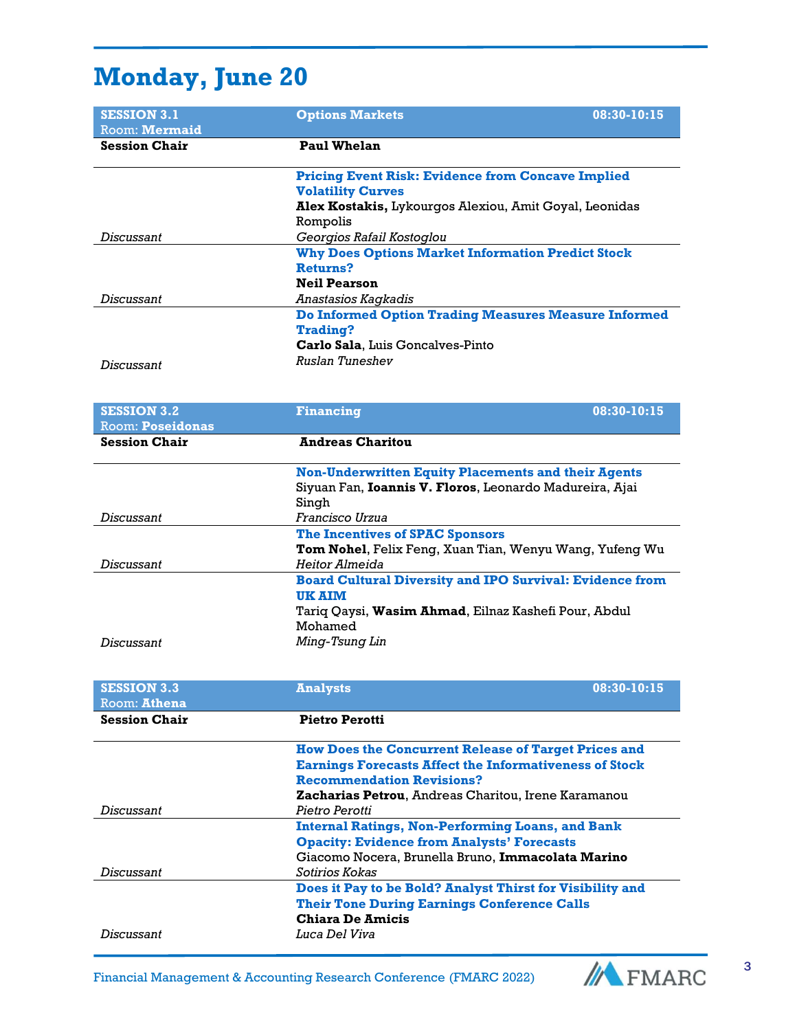# Monday, June 20

| **SESSION 3.1** Room: **Mermaid** | **Options Markets** | **08:30-10:15** |
|---|---|---|
| **Session Chair** | **Paul Whelan** | |
| | **Pricing Event Risk: Evidence from Concave Implied Volatility Curves** **Alex Kostakis,** Lykourgos Alexiou, Amit Goyal, Leonidas Rompolis | |
| *Discussant* | *Georgios Rafail Kostoglou* | |
| | **Why Does Options Market Information Predict Stock Returns?** **Neil Pearson** | |
| *Discussant* | *Anastasios Kagkadis* | |
| | **Do Informed Option Trading Measures Measure Informed Trading?** **Carlo Sala**, Luis Goncalves-Pinto | |
| *Discussant* | *Ruslan Tuneshev* | |

| **SESSION 3.2** Room: **Poseidonas** | **Financing** | **08:30-10:15** |
|---|---|---|
| **Session Chair** | **Andreas Charitou** | |
| | **Non-Underwritten Equity Placements and their Agents** Siyuan Fan, **Ioannis V. Floros**, Leonardo Madureira, Ajai Singh | |
| *Discussant* | *Francisco Urzua* | |
| | **The Incentives of SPAC Sponsors** **Tom Nohel**, Felix Feng, Xuan Tian, Wenyu Wang, Yufeng Wu | |
| *Discussant* | *Heitor Almeida* | |
| | **Board Cultural Diversity and IPO Survival: Evidence from UK AIM** Tariq Qaysi, **Wasim Ahmad**, Eilnaz Kashefi Pour, Abdul Mohamed | |
| *Discussant* | *Ming-Tsung Lin* | |

| **SESSION 3.3** Room: **Athena** | **Analysts** | **08:30-10:15** |
|---|---|---|
| **Session Chair** | **Pietro Perotti** | |
| | **How Does the Concurrent Release of Target Prices and Earnings Forecasts Affect the Informativeness of Stock Recommendation Revisions?** **Zacharias Petrou**, Andreas Charitou, Irene Karamanou | |
| *Discussant* | *Pietro Perotti* | |
| | **Internal Ratings, Non-Performing Loans, and Bank Opacity: Evidence from Analysts' Forecasts** Giacomo Nocera, Brunella Bruno, **Immacolata Marino** | |
| *Discussant* | *Sotirios Kokas* | |
| | **Does it Pay to be Bold? Analyst Thirst for Visibility and Their Tone During Earnings Conference Calls** **Chiara De Amicis** | |
| *Discussant* | *Luca Del Viva* | |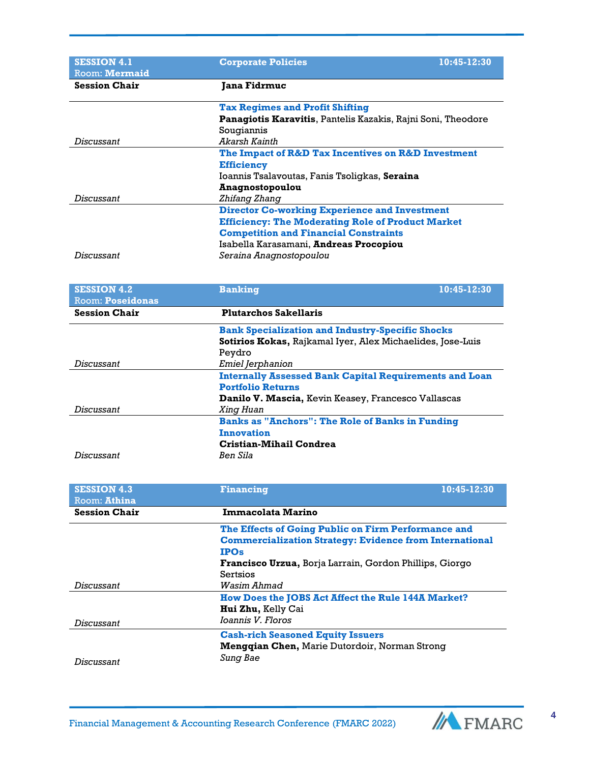| **SESSION 4.1** Room: **Mermaid** | **Corporate Policies** | **10:45-12:30** |
|---|---|---|
| **Session Chair** | **Jana Fidrmuc** | |
| | **Tax Regimes and Profit Shifting** **Panagiotis Karavitis**, Pantelis Kazakis, Rajni Soni, Theodore Sougiannis | |
| *Discussant* | *Akarsh Kainth* | |
| | **The Impact of R&D Tax Incentives on R&D Investment Efficiency** Ioannis Tsalavoutas, Fanis Tsoligkas, **Seraina Anagnostopoulou** | |
| *Discussant* | *Zhifang Zhang* | |
| | **Director Co-working Experience and Investment Efficiency: The Moderating Role of Product Market Competition and Financial Constraints** Isabella Karasamani, **Andreas Procopiou** | |
| *Discussant* | *Seraina Anagnostopoulou* | |

| **SESSION 4.2** Room: **Poseidonas** | **Banking** | **10:45-12:30** |
|---|---|---|
| **Session Chair** | **Plutarchos Sakellaris** | |
| | **Bank Specialization and Industry-Specific Shocks** **Sotirios Kokas,** Rajkamal Iyer, Alex Michaelides, Jose-Luis Peydro | |
| *Discussant* | *Emiel Jerphanion* | |
| | **Internally Assessed Bank Capital Requirements and Loan Portfolio Returns** **Danilo V. Mascia,** Kevin Keasey, Francesco Vallascas | |
| *Discussant* | *Xing Huan* | |
| | **Banks as "Anchors": The Role of Banks in Funding Innovation** **Cristian-Mihail Condrea** | |
| *Discussant* | *Ben Sila* | |

| **SESSION 4.3** Room: **Athina** | **Financing** | **10:45-12:30** |
|---|---|---|
| **Session Chair** | **Immacolata Marino** | |
| | **The Effects of Going Public on Firm Performance and Commercialization Strategy: Evidence from International IPOs** **Francisco Urzua,** Borja Larrain, Gordon Phillips, Giorgo Sertsios | |
| *Discussant* | *Wasim Ahmad* | |
| | **How Does the JOBS Act Affect the Rule 144A Market?** **Hui Zhu,** Kelly Cai | |
| *Discussant* | *Ioannis V. Floros* | |
| | **Cash-rich Seasoned Equity Issuers** **Mengqian Chen,** Marie Dutordoir, Norman Strong | |
| *Discussant* | *Sung Bae* | |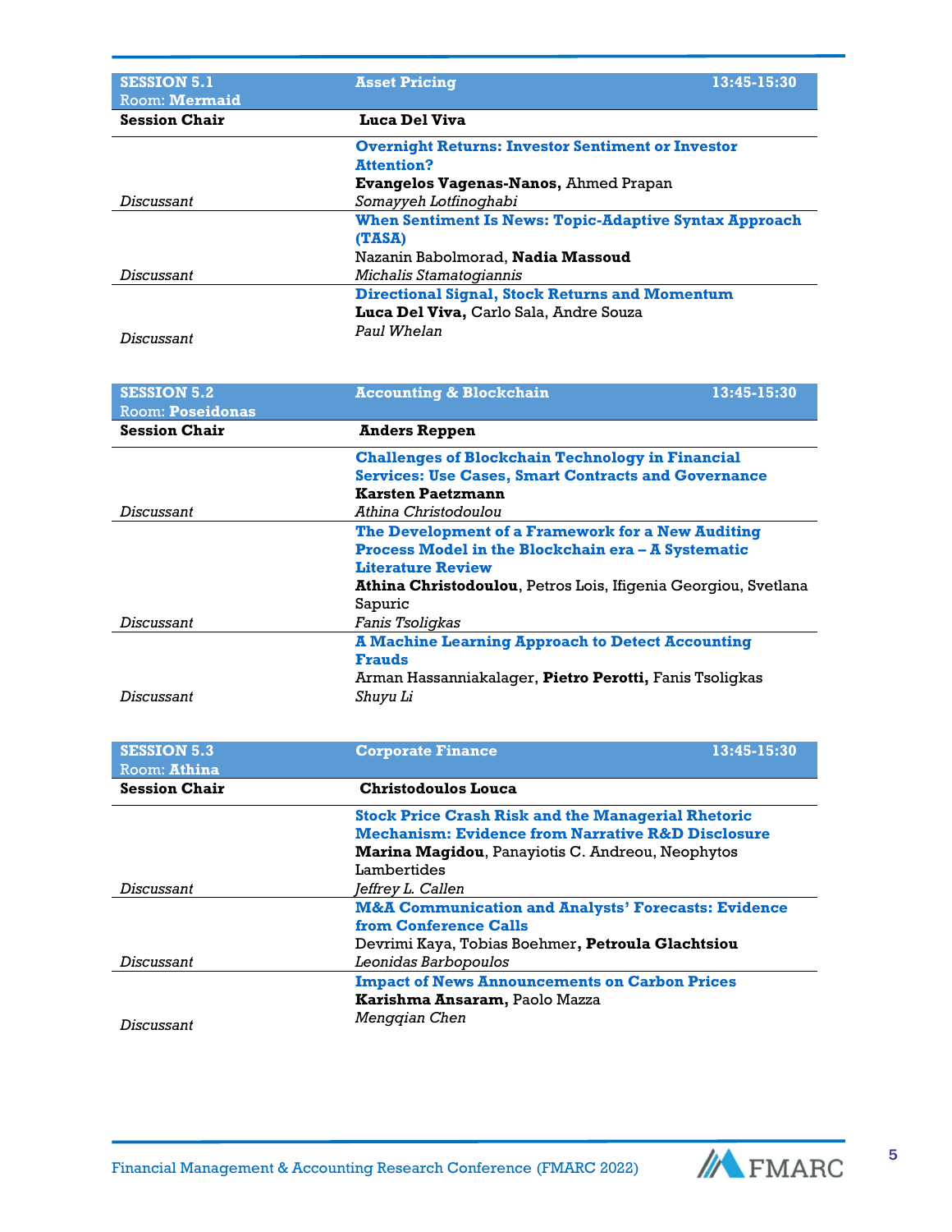| SESSION 5.1<br>Room: **Mermaid** | **Asset Pricing** | **13:45-15:30** |
|---|---|---|
| **Session Chair** | **Luca Del Viva** | |
| | **Overnight Returns: Investor Sentiment or Investor Attention?**<br>**Evangelos Vagenas-Nanos,** Ahmed Prapan | |
| *Discussant* | *Somayyeh Lotfinoghabi* | |
| | **When Sentiment Is News: Topic-Adaptive Syntax Approach (TASA)**<br>Nazanin Babolmorad, **Nadia Massoud** | |
| *Discussant* | *Michalis Stamatogiannis* | |
| | **Directional Signal, Stock Returns and Momentum**<br>**Luca Del Viva,** Carlo Sala, Andre Souza | |
| *Discussant* | *Paul Whelan* | |

| SESSION 5.2<br>Room: **Poseidonas** | **Accounting & Blockchain** | **13:45-15:30** |
|---|---|---|
| **Session Chair** | **Anders Reppen** | |
| | **Challenges of Blockchain Technology in Financial Services: Use Cases, Smart Contracts and Governance**<br>**Karsten Paetzmann** | |
| *Discussant* | *Athina Christodoulou* | |
| | **The Development of a Framework for a New Auditing Process Model in the Blockchain era – A Systematic Literature Review**<br>**Athina Christodoulou**, Petros Lois, Ifigenia Georgiou, Svetlana Sapuric | |
| *Discussant* | *Fanis Tsoligkas* | |
| | **A Machine Learning Approach to Detect Accounting Frauds**<br>Arman Hassanniakalager, **Pietro Perotti,** Fanis Tsoligkas | |
| *Discussant* | *Shuyu Li* | |

| SESSION 5.3<br>Room: **Athina** | **Corporate Finance** | **13:45-15:30** |
|---|---|---|
| **Session Chair** | **Christodoulos Louca** | |
| | **Stock Price Crash Risk and the Managerial Rhetoric Mechanism: Evidence from Narrative R&D Disclosure**<br>**Marina Magidou**, Panayiotis C. Andreou, Neophytos Lambertides | |
| *Discussant* | *Jeffrey L. Callen* | |
| | **M&A Communication and Analysts' Forecasts: Evidence from Conference Calls**<br>Devrimi Kaya, Tobias Boehmer**, Petroula Glachtsiou** | |
| *Discussant* | *Leonidas Barbopoulos* | |
| | **Impact of News Announcements on Carbon Prices**<br>**Karishma Ansaram,** Paolo Mazza | |
| *Discussant* | *Mengqian Chen* | |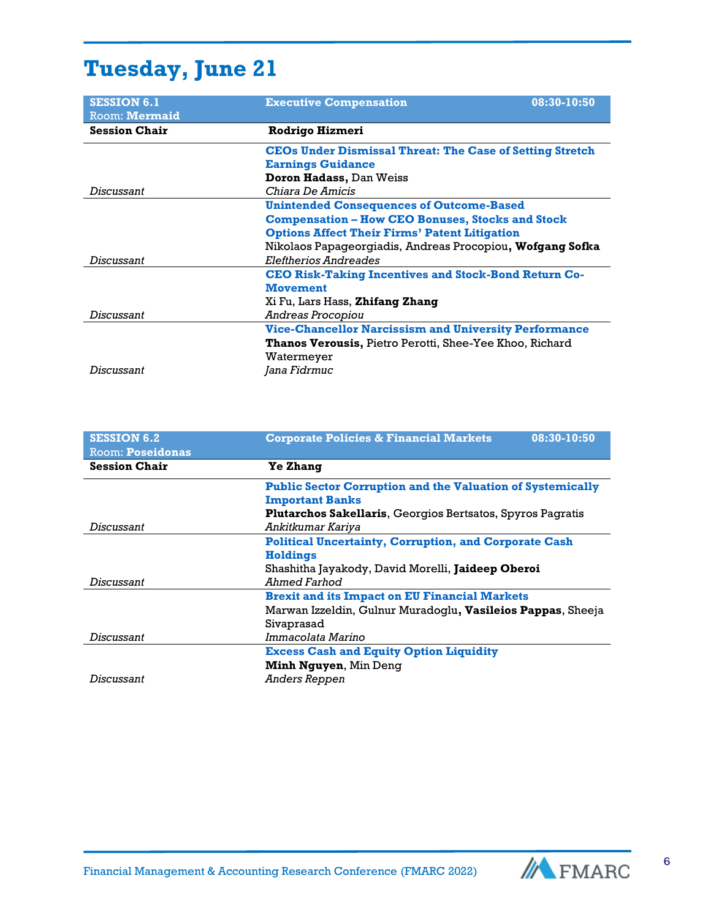# Tuesday, June 21

| **SESSION 6.1** Room: **Mermaid** | **Executive Compensation** | **08:30-10:50** |
|---|---|---|
| **Session Chair** | **Rodrigo Hizmeri** | |
| | **CEOs Under Dismissal Threat: The Case of Setting Stretch Earnings Guidance** | |
| | **Doron Hadass,** Dan Weiss | |
| *Discussant* | *Chiara De Amicis* | |
| | **Unintended Consequences of Outcome-Based Compensation – How CEO Bonuses, Stocks and Stock Options Affect Their Firms' Patent Litigation** | |
| | Nikolaos Papageorgiadis, Andreas Procopiou**, Wofgang Sofka** | |
| *Discussant* | *Eleftherios Andreades* | |
| | **CEO Risk-Taking Incentives and Stock-Bond Return Co-Movement** | |
| | Xi Fu, Lars Hass, **Zhifang Zhang** | |
| *Discussant* | *Andreas Procopiou* | |
| | **Vice-Chancellor Narcissism and University Performance** | |
| | **Thanos Verousis,** Pietro Perotti, Shee-Yee Khoo, Richard Watermeyer | |
| *Discussant* | *Jana Fidrmuc* | |

| **SESSION 6.2** Room: **Poseidonas** | **Corporate Policies & Financial Markets** | **08:30-10:50** |
|---|---|---|
| **Session Chair** | **Ye Zhang** | |
| | **Public Sector Corruption and the Valuation of Systemically Important Banks** | |
| | **Plutarchos Sakellaris**, Georgios Bertsatos, Spyros Pagratis | |
| *Discussant* | *Ankitkumar Kariya* | |
| | **Political Uncertainty, Corruption, and Corporate Cash Holdings** | |
| | Shashitha Jayakody, David Morelli, **Jaideep Oberoi** | |
| *Discussant* | *Ahmed Farhod* | |
| | **Brexit and its Impact on EU Financial Markets** | |
| | Marwan Izzeldin, Gulnur Muradoglu**, Vasileios Pappas**, Sheeja Sivaprasad | |
| *Discussant* | *Immacolata Marino* | |
| | **Excess Cash and Equity Option Liquidity** | |
| | **Minh Nguyen**, Min Deng | |
| *Discussant* | *Anders Reppen* | |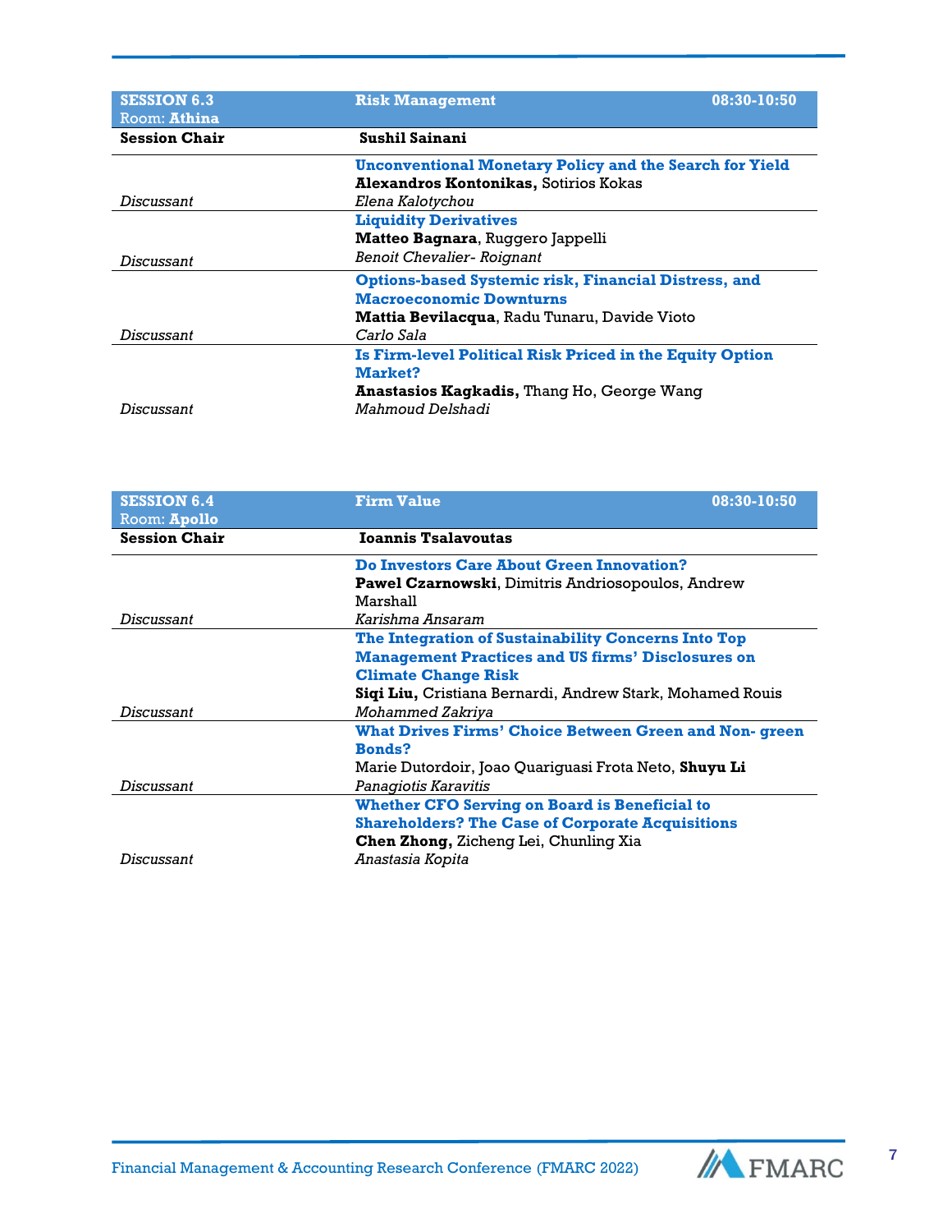| SESSION 6.3<br>Room: **Athina** | **Risk Management** | **08:30-10:50** |
|---|---|---|
| **Session Chair** | **Sushil Sainani** | |
| | **Unconventional Monetary Policy and the Search for Yield**<br>**Alexandros Kontonikas,** Sotirios Kokas | |
| *Discussant* | *Elena Kalotychou* | |
| | **Liquidity Derivatives**<br>**Matteo Bagnara**, Ruggero Jappelli | |
| *Discussant* | *Benoit Chevalier- Roignant* | |
| | **Options-based Systemic risk, Financial Distress, and Macroeconomic Downturns**<br>**Mattia Bevilacqua**, Radu Tunaru, Davide Vioto | |
| *Discussant* | *Carlo Sala* | |
| | **Is Firm-level Political Risk Priced in the Equity Option Market?**<br>**Anastasios Kagkadis,** Thang Ho, George Wang | |
| *Discussant* | *Mahmoud Delshadi* | |

| SESSION 6.4<br>Room: **Apollo** | **Firm Value** | **08:30-10:50** |
|---|---|---|
| **Session Chair** | **Ioannis Tsalavoutas** | |
| | **Do Investors Care About Green Innovation?**<br>**Pawel Czarnowski**, Dimitris Andriosopoulos, Andrew Marshall | |
| *Discussant* | *Karishma Ansaram* | |
| | **The Integration of Sustainability Concerns Into Top Management Practices and US firms' Disclosures on Climate Change Risk**<br>**Siqi Liu,** Cristiana Bernardi, Andrew Stark, Mohamed Rouis | |
| *Discussant* | *Mohammed Zakriya* | |
| | **What Drives Firms' Choice Between Green and Non- green Bonds?**<br>Marie Dutordoir, Joao Quariguasi Frota Neto, **Shuyu Li** | |
| *Discussant* | *Panagiotis Karavitis* | |
| | **Whether CFO Serving on Board is Beneficial to Shareholders? The Case of Corporate Acquisitions**<br>**Chen Zhong,** Zicheng Lei, Chunling Xia | |
| *Discussant* | *Anastasia Kopita* | |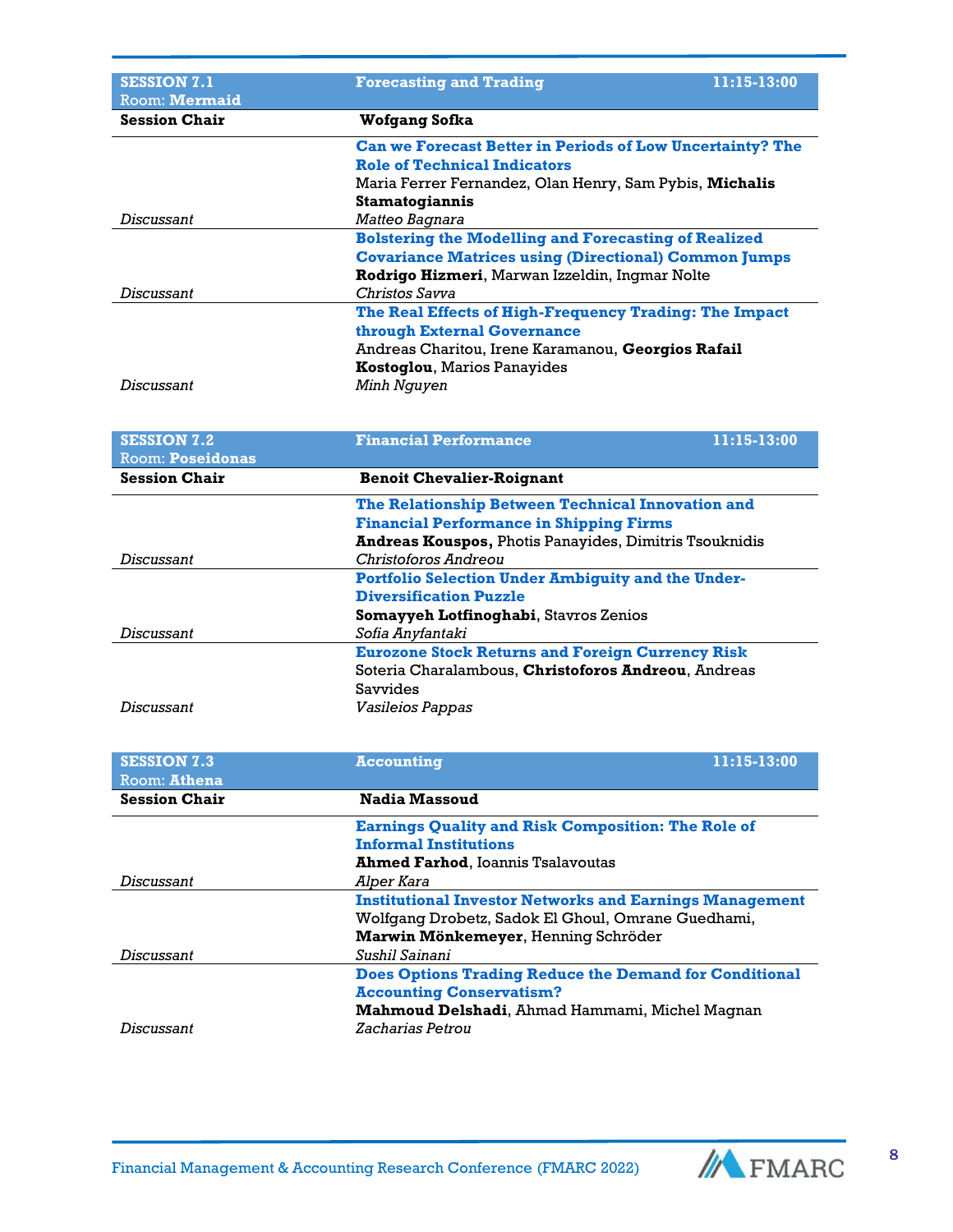| SESSION 7.1<br>Room: **Mermaid** | **Forecasting and Trading** | **11:15-13:00** |
|---|---|---|
| **Session Chair** | **Wofgang Sofka** | |
| | **Can we Forecast Better in Periods of Low Uncertainty? The Role of Technical Indicators**<br>Maria Ferrer Fernandez, Olan Henry, Sam Pybis, **Michalis Stamatogiannis** | |
| *Discussant* | *Matteo Bagnara* | |
| | **Bolstering the Modelling and Forecasting of Realized Covariance Matrices using (Directional) Common Jumps**<br>**Rodrigo Hizmeri**, Marwan Izzeldin, Ingmar Nolte | |
| *Discussant* | *Christos Savva* | |
| | **The Real Effects of High-Frequency Trading: The Impact through External Governance**<br>Andreas Charitou, Irene Karamanou, **Georgios Rafail Kostoglou**, Marios Panayides | |
| *Discussant* | *Minh Nguyen* | |

| SESSION 7.2<br>Room: **Poseidonas** | **Financial Performance** | **11:15-13:00** |
|---|---|---|
| **Session Chair** | **Benoit Chevalier-Roignant** | |
| | **The Relationship Between Technical Innovation and Financial Performance in Shipping Firms**<br>**Andreas Kouspos,** Photis Panayides, Dimitris Tsouknidis | |
| *Discussant* | *Christoforos Andreou* | |
| | **Portfolio Selection Under Ambiguity and the Under-Diversification Puzzle**<br>**Somayyeh Lotfinoghabi**, Stavros Zenios | |
| *Discussant* | *Sofia Anyfantaki* | |
| | **Eurozone Stock Returns and Foreign Currency Risk**<br>Soteria Charalambous, **Christoforos Andreou**, Andreas Savvides | |
| *Discussant* | *Vasileios Pappas* | |

| SESSION 7.3<br>Room: **Athena** | **Accounting** | **11:15-13:00** |
|---|---|---|
| **Session Chair** | **Nadia Massoud** | |
| | **Earnings Quality and Risk Composition: The Role of Informal Institutions**<br>**Ahmed Farhod**, Ioannis Tsalavoutas | |
| *Discussant* | *Alper Kara* | |
| | **Institutional Investor Networks and Earnings Management**<br>Wolfgang Drobetz, Sadok El Ghoul, Omrane Guedhami, **Marwin Mönkemeyer**, Henning Schröder | |
| *Discussant* | *Sushil Sainani* | |
| | **Does Options Trading Reduce the Demand for Conditional Accounting Conservatism?**<br>**Mahmoud Delshadi**, Ahmad Hammami, Michel Magnan | |
| *Discussant* | *Zacharias Petrou* | |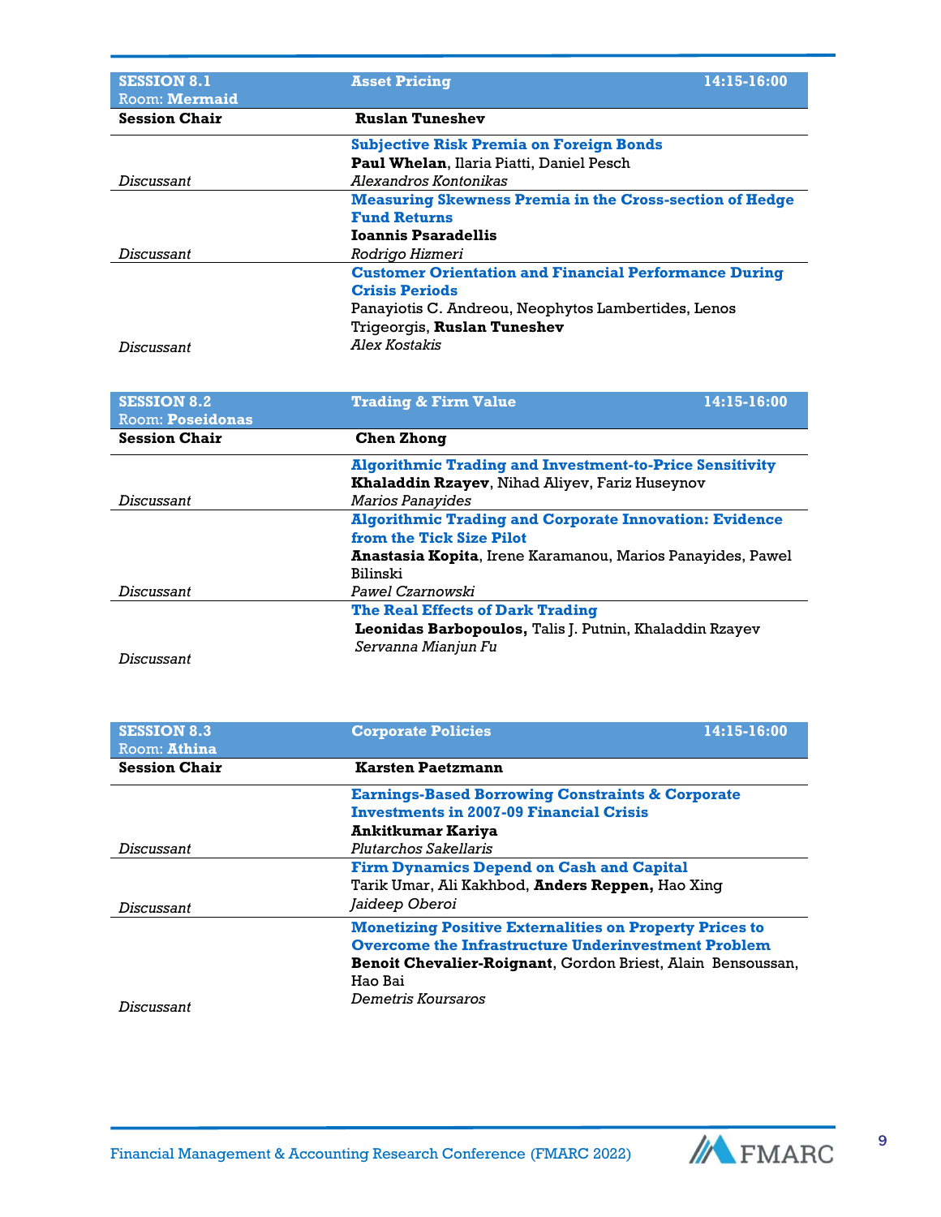| **SESSION 8.1** Room: **Mermaid** | **Asset Pricing** | **14:15-16:00** |
|---|---|---|
| **Session Chair** | **Ruslan Tuneshev** | |
| | **Subjective Risk Premia on Foreign Bonds** **Paul Whelan**, Ilaria Piatti, Daniel Pesch | |
| *Discussant* | *Alexandros Kontonikas* | |
| | **Measuring Skewness Premia in the Cross-section of Hedge Fund Returns** **Ioannis Psaradellis** | |
| *Discussant* | *Rodrigo Hizmeri* | |
| | **Customer Orientation and Financial Performance During Crisis Periods** Panayiotis C. Andreou, Neophytos Lambertides, Lenos Trigeorgis, **Ruslan Tuneshev** | |
| *Discussant* | *Alex Kostakis* | |

| **SESSION 8.2** Room: **Poseidonas** | **Trading & Firm Value** | **14:15-16:00** |
|---|---|---|
| **Session Chair** | **Chen Zhong** | |
| | **Algorithmic Trading and Investment-to-Price Sensitivity** **Khaladdin Rzayev**, Nihad Aliyev, Fariz Huseynov | |
| *Discussant* | *Marios Panayides* | |
| | **Algorithmic Trading and Corporate Innovation: Evidence from the Tick Size Pilot** **Anastasia Kopita**, Irene Karamanou, Marios Panayides, Pawel Bilinski | |
| *Discussant* | *Pawel Czarnowski* | |
| | **The Real Effects of Dark Trading** **Leonidas Barbopoulos,** Talis J. Putnin, Khaladdin Rzayev | |
| *Discussant* | *Servanna Mianjun Fu* | |

| **SESSION 8.3** Room: **Athina** | **Corporate Policies** | **14:15-16:00** |
|---|---|---|
| **Session Chair** | **Karsten Paetzmann** | |
| | **Earnings-Based Borrowing Constraints & Corporate Investments in 2007-09 Financial Crisis** **Ankitkumar Kariya** | |
| *Discussant* | *Plutarchos Sakellaris* | |
| | **Firm Dynamics Depend on Cash and Capital** Tarik Umar, Ali Kakhbod, **Anders Reppen,** Hao Xing | |
| *Discussant* | *Jaideep Oberoi* | |
| | **Monetizing Positive Externalities on Property Prices to Overcome the Infrastructure Underinvestment Problem** **Benoit Chevalier-Roignant**, Gordon Briest, Alain Bensoussan, Hao Bai | |
| *Discussant* | *Demetris Koursaros* | |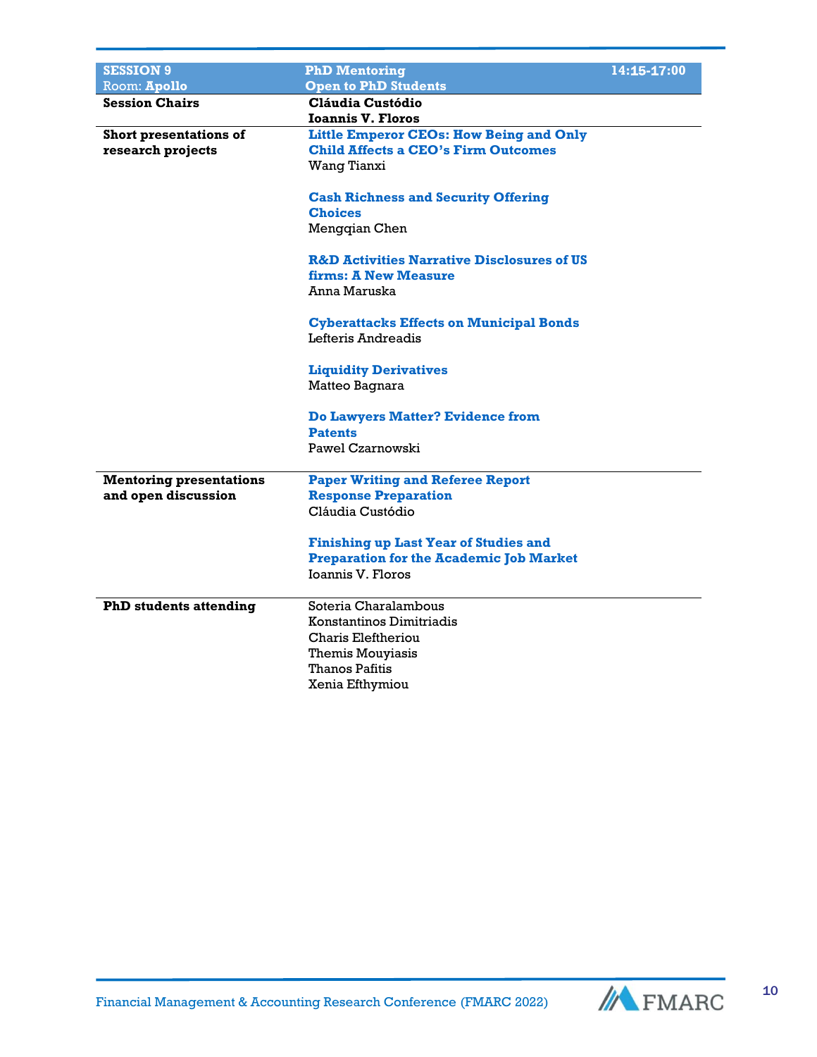| SESSION 9<br>Room: **Apollo** | **PhD Mentoring**<br>**Open to PhD Students** | **14:15-17:00** |
|---|---|---|
| **Session Chairs** | **Cláudia Custódio**<br>**Ioannis V. Floros** | |
| **Short presentations of research projects** | **Little Emperor CEOs: How Being and Only Child Affects a CEO's Firm Outcomes**<br>Wang Tianxi<br><br>**Cash Richness and Security Offering Choices**<br>Mengqian Chen<br><br>**R&D Activities Narrative Disclosures of US firms: A New Measure**<br>Anna Maruska<br><br>**Cyberattacks Effects on Municipal Bonds**<br>Lefteris Andreadis<br><br>**Liquidity Derivatives**<br>Matteo Bagnara<br><br>**Do Lawyers Matter? Evidence from Patents**<br>Pawel Czarnowski | |
| **Mentoring presentations and open discussion** | **Paper Writing and Referee Report Response Preparation**<br>Cláudia Custódio<br><br>**Finishing up Last Year of Studies and Preparation for the Academic Job Market**<br>Ioannis V. Floros | |
| **PhD students attending** | Soteria Charalambous<br>Konstantinos Dimitriadis<br>Charis Eleftheriou<br>Themis Mouyiasis<br>Thanos Pafitis<br>Xenia Efthymiou | |